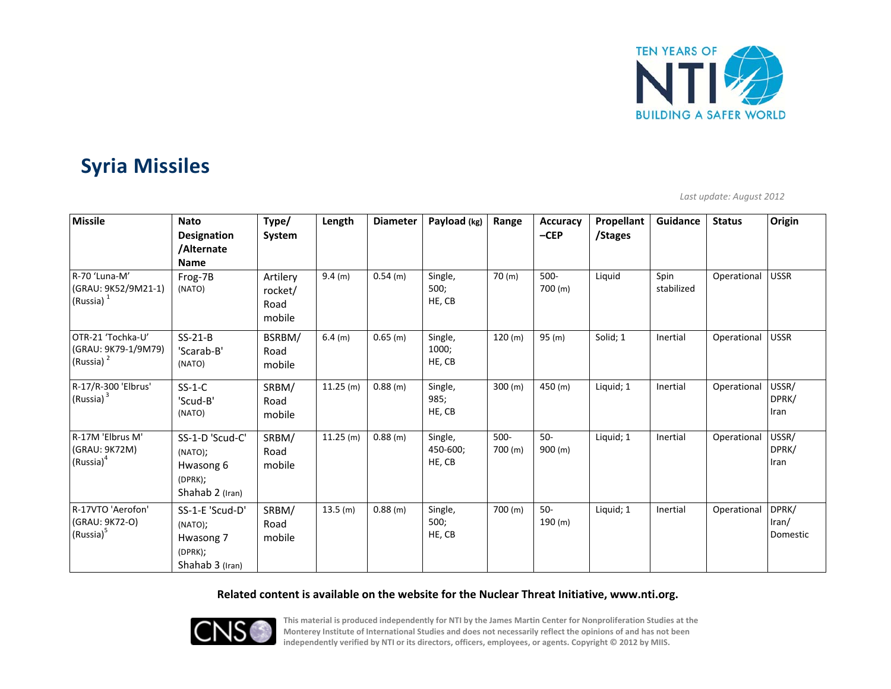# Syria Missiles

*Last update: August 2012*

| Missile | Nato Designation /Alternate Name | Type/ System | Length | Diameter | Payload (kg) | Range | Accuracy –CEP | Propellant /Stages | Guidance | Status | Origin |
|---|---|---|---|---|---|---|---|---|---|---|---|
| R-70 'Luna-M' (GRAU: 9K52/9M21-1) (Russia) [1] | Frog-7B (NATO) | Artilery rocket/ Road mobile | 9.4 (m) | 0.54 (m) | Single, 500; HE, CB | 70 (m) | 500-700 (m) | Liquid | Spin stabilized | Operational | USSR |
| OTR-21 'Tochka-U' (GRAU: 9K79-1/9M79) (Russia) [2] | SS-21-B 'Scarab-B' (NATO) | BSRBM/ Road mobile | 6.4 (m) | 0.65 (m) | Single, 1000; HE, CB | 120 (m) | 95 (m) | Solid; 1 | Inertial | Operational | USSR |
| R-17/R-300 'Elbrus' (Russia) [3] | SS-1-C 'Scud-B' (NATO) | SRBM/ Road mobile | 11.25 (m) | 0.88 (m) | Single, 985; HE, CB | 300 (m) | 450 (m) | Liquid; 1 | Inertial | Operational | USSR/ DPRK/ Iran |
| R-17M 'Elbrus M' (GRAU: 9K72M) (Russia) [4] | SS-1-D 'Scud-C' (NATO); Hwasong 6 (DPRK); Shahab 2 (Iran) | SRBM/ Road mobile | 11.25 (m) | 0.88 (m) | Single, 450-600; HE, CB | 500-700 (m) | 50-900 (m) | Liquid; 1 | Inertial | Operational | USSR/ DPRK/ Iran |
| R-17VTO 'Aerofon' (GRAU: 9K72-O) (Russia) [5] | SS-1-E 'Scud-D' (NATO); Hwasong 7 (DPRK); Shahab 3 (Iran) | SRBM/ Road mobile | 13.5 (m) | 0.88 (m) | Single, 500; HE, CB | 700 (m) | 50-190 (m) | Liquid; 1 | Inertial | Operational | DPRK/ Iran/ Domestic |

**Related content is available on the website for the Nuclear Threat Initiative, www.nti.org.**

This material is produced independently for NTI by the James Martin Center for Nonproliferation Studies at the Monterey Institute of International Studies and does not necessarily reflect the opinions of and has not been independently verified by NTI or its directors, officers, employees, or agents. Copyright © 2012 by MIIS.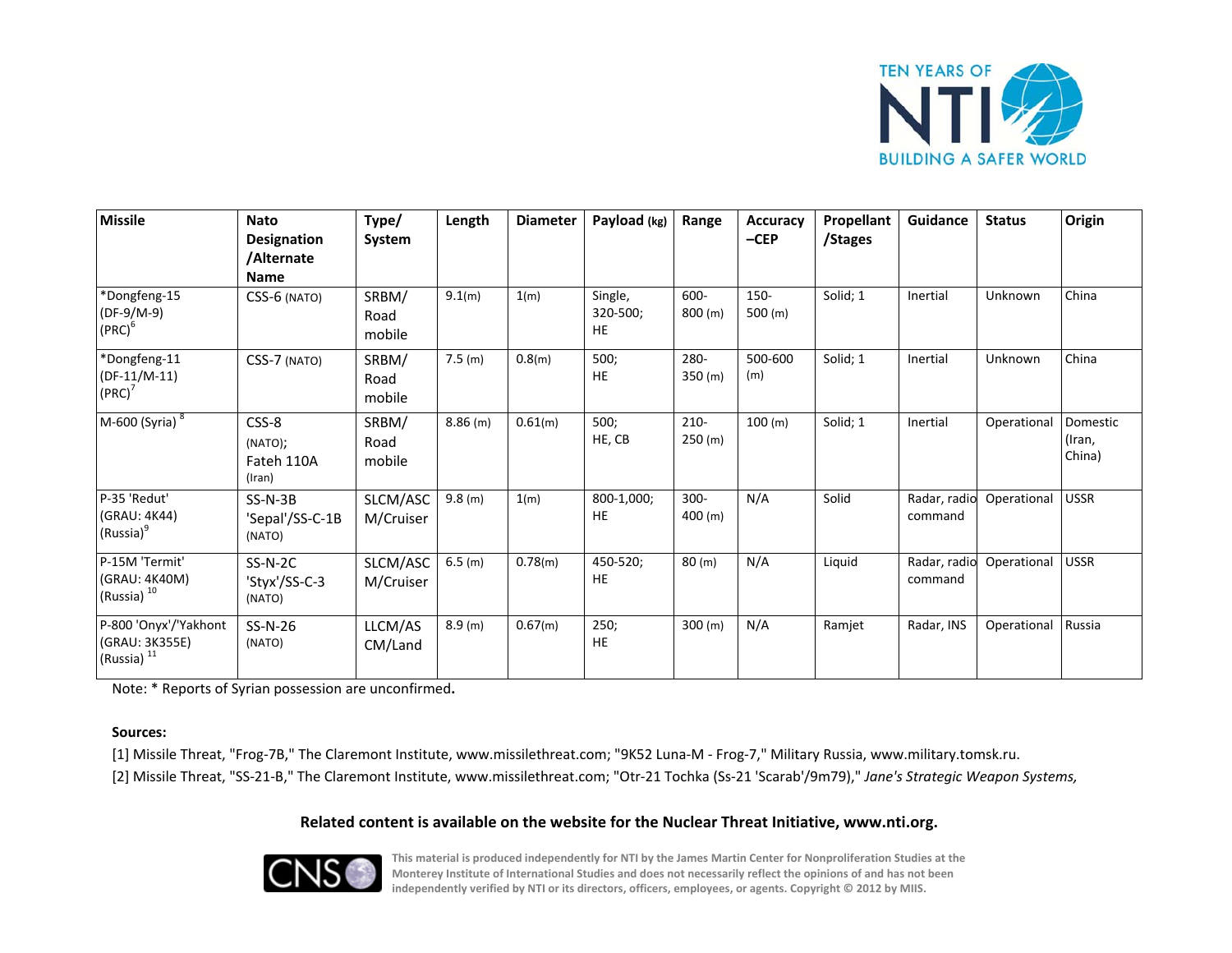| Missile | Nato Designation /Alternate Name | Type/ System | Length | Diameter | Payload (kg) | Range | Accuracy –CEP | Propellant /Stages | Guidance | Status | Origin |
|---|---|---|---|---|---|---|---|---|---|---|---|
| *Dongfeng-15 (DF-9/M-9) (PRC)[6] | CSS-6 (NATO) | SRBM/ Road mobile | 9.1(m) | 1(m) | Single, 320-500; HE | 600-800 (m) | 150-500 (m) | Solid; 1 | Inertial | Unknown | China |
| *Dongfeng-11 (DF-11/M-11) (PRC)[7] | CSS-7 (NATO) | SRBM/ Road mobile | 7.5 (m) | 0.8(m) | 500; HE | 280-350 (m) | 500-600 (m) | Solid; 1 | Inertial | Unknown | China |
| M-600 (Syria)[8] | CSS-8 (NATO); Fateh 110A (Iran) | SRBM/ Road mobile | 8.86 (m) | 0.61(m) | 500; HE, CB | 210-250 (m) | 100 (m) | Solid; 1 | Inertial | Operational | Domestic (Iran, China) |
| P-35 'Redut' (GRAU: 4K44) (Russia)[9] | SS-N-3B 'Sepal'/SS-C-1B (NATO) | SLCM/ASCM/Cruiser | 9.8 (m) | 1(m) | 800-1,000; HE | 300-400 (m) | N/A | Solid | Radar, radio command | Operational | USSR |
| P-15M 'Termit' (GRAU: 4K40M) (Russia)[10] | SS-N-2C 'Styx'/SS-C-3 (NATO) | SLCM/ASCM/Cruiser | 6.5 (m) | 0.78(m) | 450-520; HE | 80 (m) | N/A | Liquid | Radar, radio command | Operational | USSR |
| P-800 'Onyx'/'Yakhont (GRAU: 3K355E) (Russia)[11] | SS-N-26 (NATO) | LLCM/ASCM/Land | 8.9 (m) | 0.67(m) | 250; HE | 300 (m) | N/A | Ramjet | Radar, INS | Operational | Russia |

Note: * Reports of Syrian possession are unconfirmed**.**

**Sources:**

[1] Missile Threat, "Frog-7B," The Claremont Institute, www.missilethreat.com; "9K52 Luna-M - Frog-7," Military Russia, www.military.tomsk.ru.

[2] Missile Threat, "SS-21-B," The Claremont Institute, www.missilethreat.com; "Otr-21 Tochka (Ss-21 'Scarab'/9m79)," *Jane's Strategic Weapon Systems,*

**Related content is available on the website for the Nuclear Threat Initiative, www.nti.org.**

This material is produced independently for NTI by the James Martin Center for Nonproliferation Studies at the Monterey Institute of International Studies and does not necessarily reflect the opinions of and has not been independently verified by NTI or its directors, officers, employees, or agents. Copyright © 2012 by MIIS.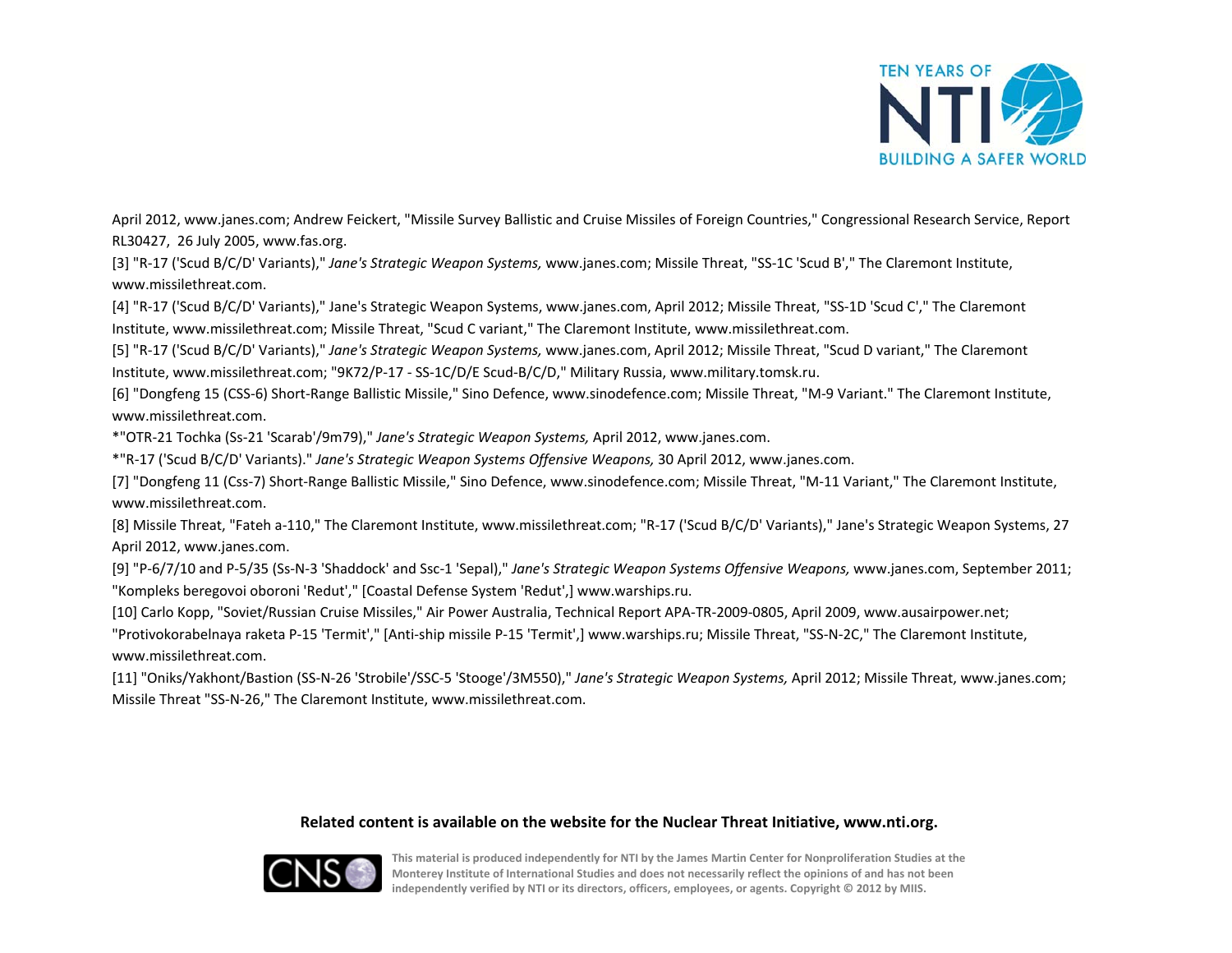April 2012, www.janes.com; Andrew Feickert, "Missile Survey Ballistic and Cruise Missiles of Foreign Countries," Congressional Research Service, Report RL30427, 26 July 2005, www.fas.org.

[3] "R-17 ('Scud B/C/D' Variants)," *Jane's Strategic Weapon Systems,* www.janes.com; Missile Threat, "SS-1C 'Scud B'," The Claremont Institute, www.missilethreat.com.

[4] "R-17 ('Scud B/C/D' Variants)," Jane's Strategic Weapon Systems, www.janes.com, April 2012; Missile Threat, "SS-1D 'Scud C'," The Claremont Institute, www.missilethreat.com; Missile Threat, "Scud C variant," The Claremont Institute, www.missilethreat.com.

[5] "R-17 ('Scud B/C/D' Variants)," *Jane's Strategic Weapon Systems,* www.janes.com, April 2012; Missile Threat, "Scud D variant," The Claremont Institute, www.missilethreat.com; "9K72/P-17 - SS-1C/D/E Scud-B/C/D," Military Russia, www.military.tomsk.ru.

[6] "Dongfeng 15 (CSS-6) Short-Range Ballistic Missile," Sino Defence, www.sinodefence.com; Missile Threat, "M-9 Variant." The Claremont Institute, www.missilethreat.com.

*"OTR-21 Tochka (Ss-21 'Scarab'/9m79)," *Jane's Strategic Weapon Systems,* April 2012, www.janes.com.

*"R-17 ('Scud B/C/D' Variants)." *Jane's Strategic Weapon Systems Offensive Weapons,* 30 April 2012, www.janes.com.

[7] "Dongfeng 11 (Css-7) Short-Range Ballistic Missile," Sino Defence, www.sinodefence.com; Missile Threat, "M-11 Variant," The Claremont Institute, www.missilethreat.com.

[8] Missile Threat, "Fateh a-110," The Claremont Institute, www.missilethreat.com; "R-17 ('Scud B/C/D' Variants)," Jane's Strategic Weapon Systems, 27 April 2012, www.janes.com.

[9] "P-6/7/10 and P-5/35 (Ss-N-3 'Shaddock' and Ssc-1 'Sepal)," *Jane's Strategic Weapon Systems Offensive Weapons,* www.janes.com, September 2011; "Kompleks beregovoi oboroni 'Redut'," [Coastal Defense System 'Redut',] www.warships.ru.

[10] Carlo Kopp, "Soviet/Russian Cruise Missiles," Air Power Australia, Technical Report APA-TR-2009-0805, April 2009, www.ausairpower.net; "Protivokorabelnaya raketa P-15 'Termit'," [Anti-ship missile P-15 'Termit',] www.warships.ru; Missile Threat, "SS-N-2C," The Claremont Institute, www.missilethreat.com.

[11] "Oniks/Yakhont/Bastion (SS-N-26 'Strobile'/SSC-5 'Stooge'/3M550)," *Jane's Strategic Weapon Systems,* April 2012; Missile Threat, www.janes.com; Missile Threat "SS-N-26," The Claremont Institute, www.missilethreat.com.

**Related content is available on the website for the Nuclear Threat Initiative, www.nti.org.**

This material is produced independently for NTI by the James Martin Center for Nonproliferation Studies at the Monterey Institute of International Studies and does not necessarily reflect the opinions of and has not been independently verified by NTI or its directors, officers, employees, or agents. Copyright © 2012 by MIIS.